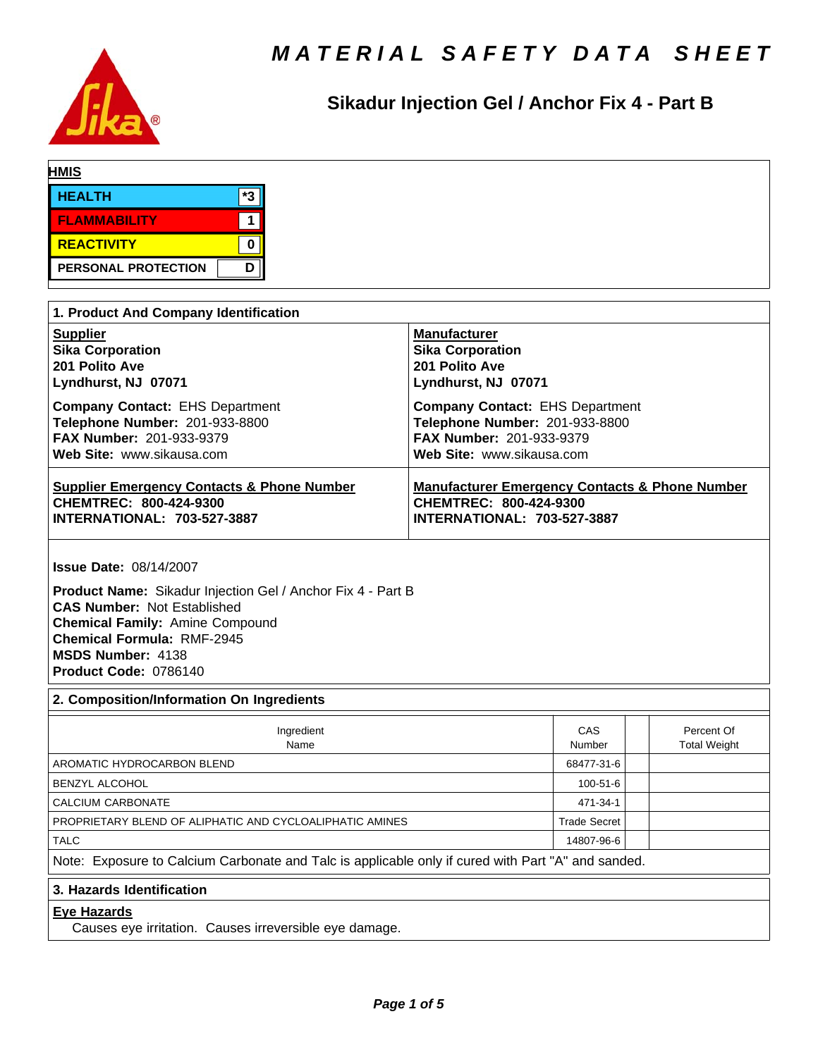# MATERIAL SAFETY DATA SHEET

## Sikadur Injection Gel / Anchor Fix 4 - Part B

**HMIS**

| HMIS | |
|---|---|
| HEALTH | *3 |
| FLAMMABILITY | 1 |
| REACTIVITY | 0 |
| PERSONAL PROTECTION | D |

## 1. Product And Company Identification

| Supplier | Manufacturer |
|---|---|
| **Sika Corporation**<br>**201 Polito Ave**<br>**Lyndhurst, NJ 07071** | **Sika Corporation**<br>**201 Polito Ave**<br>**Lyndhurst, NJ 07071** |
| **Company Contact:** EHS Department<br>**Telephone Number:** 201-933-8800<br>**FAX Number:** 201-933-9379<br>**Web Site:** www.sikausa.com | **Company Contact:** EHS Department<br>**Telephone Number:** 201-933-8800<br>**FAX Number:** 201-933-9379<br>**Web Site:** www.sikausa.com |
| **Supplier Emergency Contacts & Phone Number**<br>**CHEMTREC: 800-424-9300**<br>**INTERNATIONAL: 703-527-3887** | **Manufacturer Emergency Contacts & Phone Number**<br>**CHEMTREC: 800-424-9300**<br>**INTERNATIONAL: 703-527-3887** |

**Issue Date:** 08/14/2007

**Product Name:** Sikadur Injection Gel / Anchor Fix 4 - Part B
**CAS Number:** Not Established
**Chemical Family:** Amine Compound
**Chemical Formula:** RMF-2945
**MSDS Number:** 4138
**Product Code:** 0786140

## 2. Composition/Information On Ingredients

| Ingredient Name | CAS Number | | Percent Of Total Weight |
|---|---|---|---|
| AROMATIC HYDROCARBON BLEND | 68477-31-6 | | |
| BENZYL ALCOHOL | 100-51-6 | | |
| CALCIUM CARBONATE | 471-34-1 | | |
| PROPRIETARY BLEND OF ALIPHATIC AND CYCLOALIPHATIC AMINES | Trade Secret | | |
| TALC | 14807-96-6 | | |

Note: Exposure to Calcium Carbonate and Talc is applicable only if cured with Part "A" and sanded.

## 3. Hazards Identification

**Eye Hazards**

Causes eye irritation. Causes irreversible eye damage.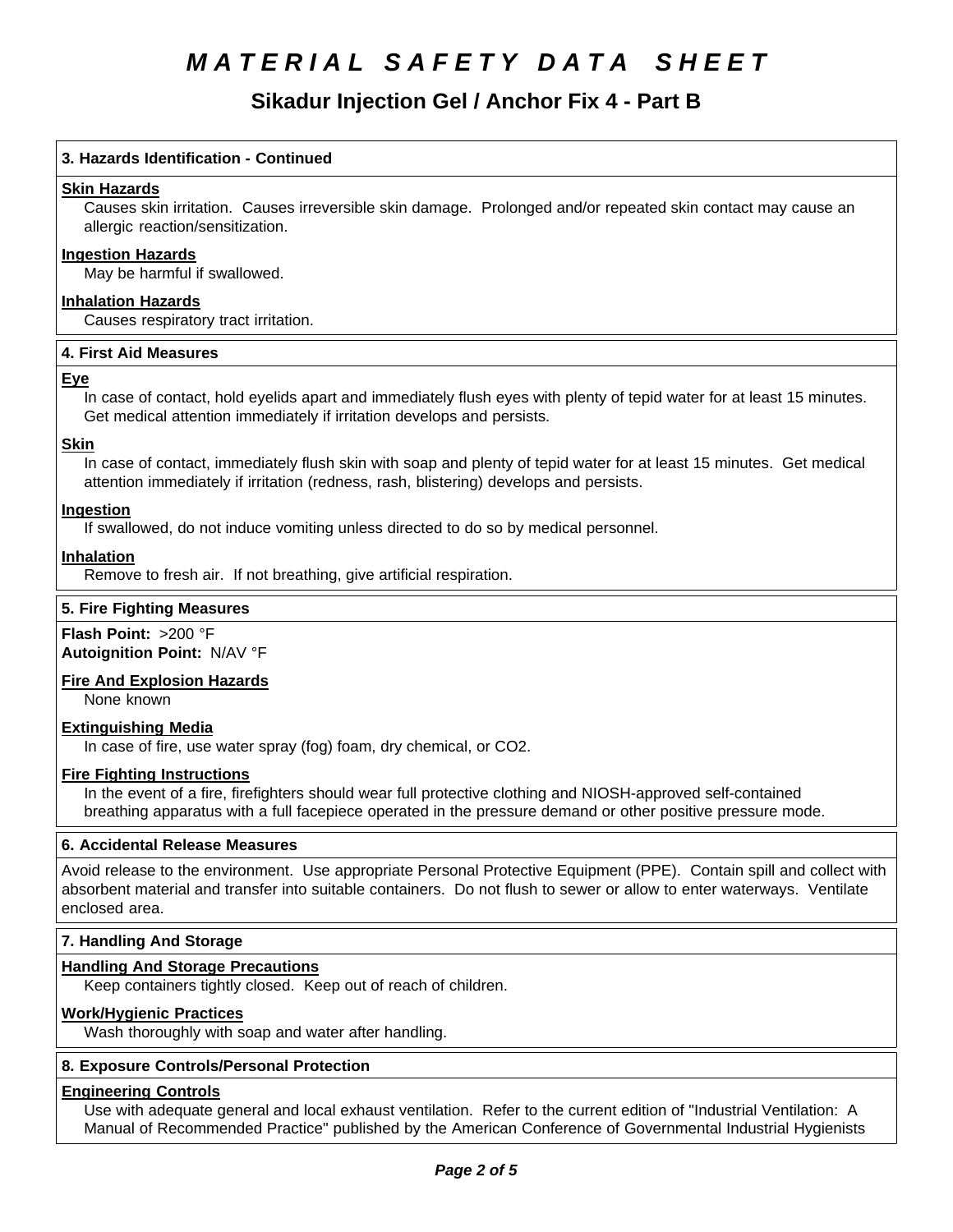# MATERIAL SAFETY DATA SHEET

## Sikadur Injection Gel / Anchor Fix 4 - Part B

### 3. Hazards Identification - Continued

**Skin Hazards**

Causes skin irritation. Causes irreversible skin damage. Prolonged and/or repeated skin contact may cause an allergic reaction/sensitization.

**Ingestion Hazards**

May be harmful if swallowed.

**Inhalation Hazards**

Causes respiratory tract irritation.

### 4. First Aid Measures

**Eye**

In case of contact, hold eyelids apart and immediately flush eyes with plenty of tepid water for at least 15 minutes. Get medical attention immediately if irritation develops and persists.

**Skin**

In case of contact, immediately flush skin with soap and plenty of tepid water for at least 15 minutes. Get medical attention immediately if irritation (redness, rash, blistering) develops and persists.

**Ingestion**

If swallowed, do not induce vomiting unless directed to do so by medical personnel.

**Inhalation**

Remove to fresh air. If not breathing, give artificial respiration.

### 5. Fire Fighting Measures

**Flash Point:** >200 °F
**Autoignition Point:** N/AV °F

**Fire And Explosion Hazards**

None known

**Extinguishing Media**

In case of fire, use water spray (fog) foam, dry chemical, or CO2.

**Fire Fighting Instructions**

In the event of a fire, firefighters should wear full protective clothing and NIOSH-approved self-contained breathing apparatus with a full facepiece operated in the pressure demand or other positive pressure mode.

### 6. Accidental Release Measures

Avoid release to the environment. Use appropriate Personal Protective Equipment (PPE). Contain spill and collect with absorbent material and transfer into suitable containers. Do not flush to sewer or allow to enter waterways. Ventilate enclosed area.

### 7. Handling And Storage

**Handling And Storage Precautions**

Keep containers tightly closed. Keep out of reach of children.

**Work/Hygienic Practices**

Wash thoroughly with soap and water after handling.

### 8. Exposure Controls/Personal Protection

**Engineering Controls**

Use with adequate general and local exhaust ventilation. Refer to the current edition of "Industrial Ventilation: A Manual of Recommended Practice" published by the American Conference of Governmental Industrial Hygienists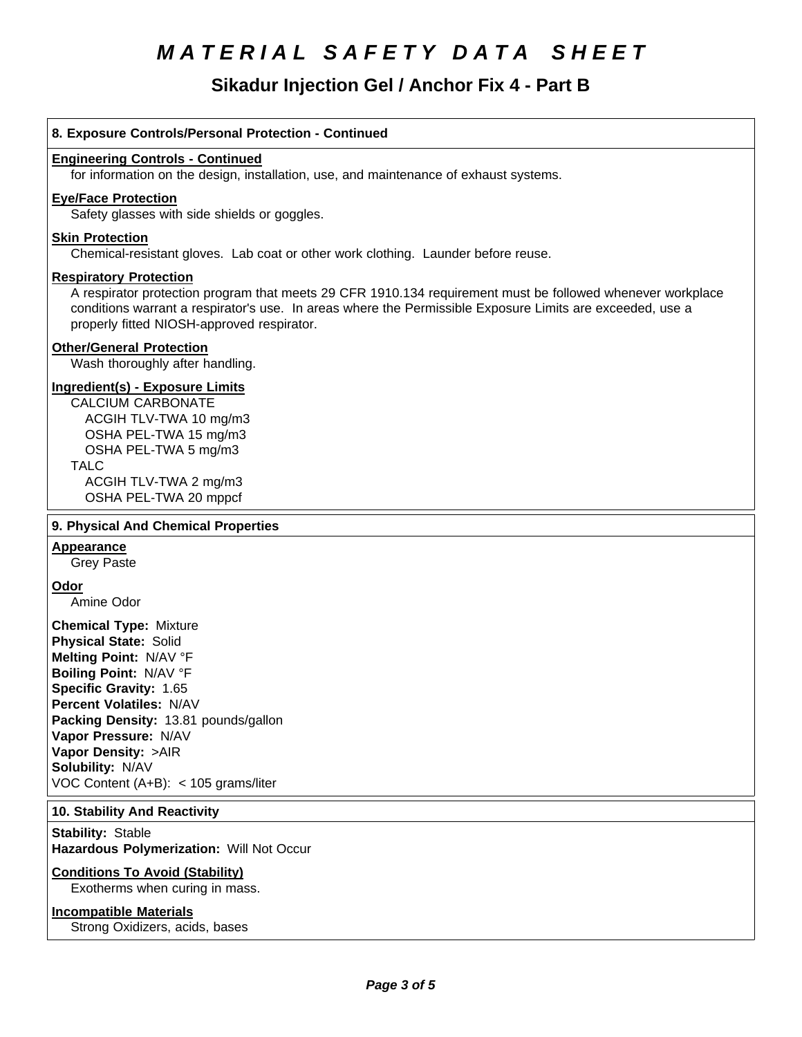# MATERIAL SAFETY DATA SHEET

## Sikadur Injection Gel / Anchor Fix 4 - Part B

### 8. Exposure Controls/Personal Protection - Continued

**Engineering Controls - Continued**

for information on the design, installation, use, and maintenance of exhaust systems.

**Eye/Face Protection**

Safety glasses with side shields or goggles.

**Skin Protection**

Chemical-resistant gloves. Lab coat or other work clothing. Launder before reuse.

**Respiratory Protection**

A respirator protection program that meets 29 CFR 1910.134 requirement must be followed whenever workplace conditions warrant a respirator's use. In areas where the Permissible Exposure Limits are exceeded, use a properly fitted NIOSH-approved respirator.

**Other/General Protection**

Wash thoroughly after handling.

**Ingredient(s) - Exposure Limits**

CALCIUM CARBONATE
- ACGIH TLV-TWA 10 mg/m3
- OSHA PEL-TWA 15 mg/m3
- OSHA PEL-TWA 5 mg/m3

TALC
- ACGIH TLV-TWA 2 mg/m3
- OSHA PEL-TWA 20 mppcf

### 9. Physical And Chemical Properties

**Appearance**

Grey Paste

**Odor**

Amine Odor

**Chemical Type:** Mixture
**Physical State:** Solid
**Melting Point:** N/AV °F
**Boiling Point:** N/AV °F
**Specific Gravity:** 1.65
**Percent Volatiles:** N/AV
**Packing Density:** 13.81 pounds/gallon
**Vapor Pressure:** N/AV
**Vapor Density:** >AIR
**Solubility:** N/AV
VOC Content (A+B): < 105 grams/liter

### 10. Stability And Reactivity

**Stability:** Stable
**Hazardous Polymerization:** Will Not Occur

**Conditions To Avoid (Stability)**

Exotherms when curing in mass.

**Incompatible Materials**

Strong Oxidizers, acids, bases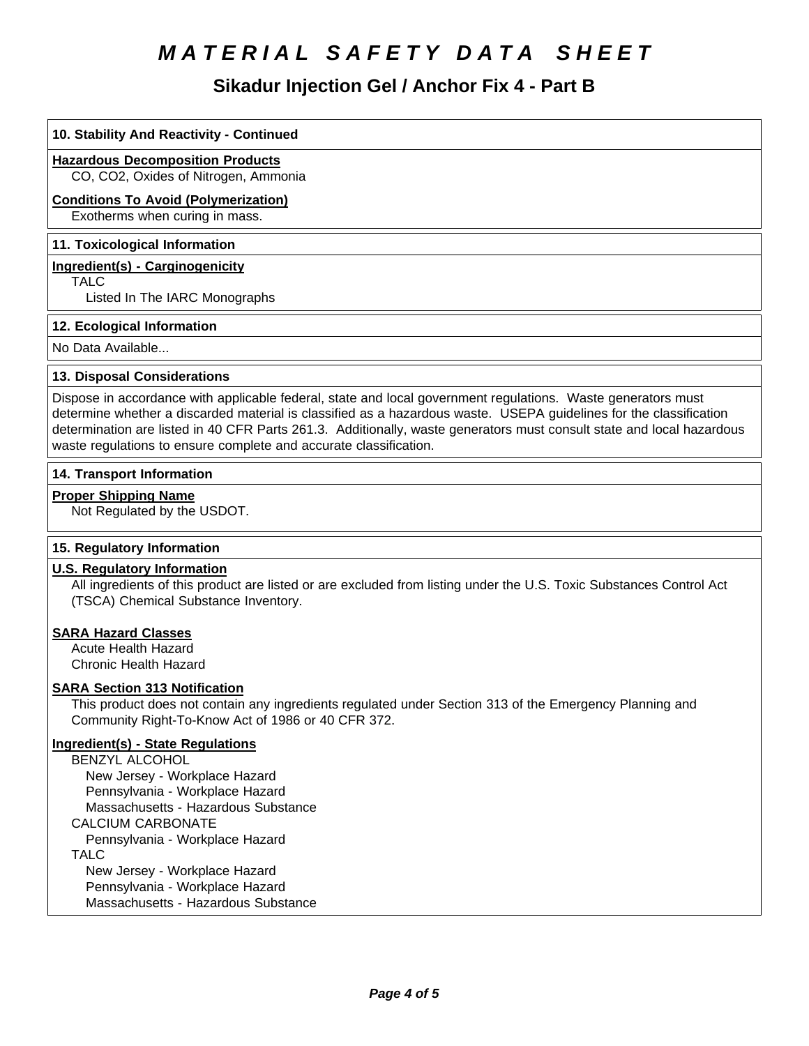# MATERIAL SAFETY DATA SHEET

## Sikadur Injection Gel / Anchor Fix 4 - Part B

### 10. Stability And Reactivity - Continued

**Hazardous Decomposition Products**

CO, $CO_2$, Oxides of Nitrogen, Ammonia

**Conditions To Avoid (Polymerization)**

Exotherms when curing in mass.

### 11. Toxicological Information

**Ingredient(s) - Carginogenicity**

TALC
- Listed In The IARC Monographs

### 12. Ecological Information

No Data Available...

### 13. Disposal Considerations

Dispose in accordance with applicable federal, state and local government regulations. Waste generators must determine whether a discarded material is classified as a hazardous waste. USEPA guidelines for the classification determination are listed in 40 CFR Parts 261.3. Additionally, waste generators must consult state and local hazardous waste regulations to ensure complete and accurate classification.

### 14. Transport Information

**Proper Shipping Name**

Not Regulated by the USDOT.

### 15. Regulatory Information

**U.S. Regulatory Information**

All ingredients of this product are listed or are excluded from listing under the U.S. Toxic Substances Control Act (TSCA) Chemical Substance Inventory.

**SARA Hazard Classes**

Acute Health Hazard
Chronic Health Hazard

**SARA Section 313 Notification**

This product does not contain any ingredients regulated under Section 313 of the Emergency Planning and Community Right-To-Know Act of 1986 or 40 CFR 372.

**Ingredient(s) - State Regulations**

BENZYL ALCOHOL
- New Jersey - Workplace Hazard
- Pennsylvania - Workplace Hazard
- Massachusetts - Hazardous Substance

CALCIUM CARBONATE
- Pennsylvania - Workplace Hazard

TALC
- New Jersey - Workplace Hazard
- Pennsylvania - Workplace Hazard
- Massachusetts - Hazardous Substance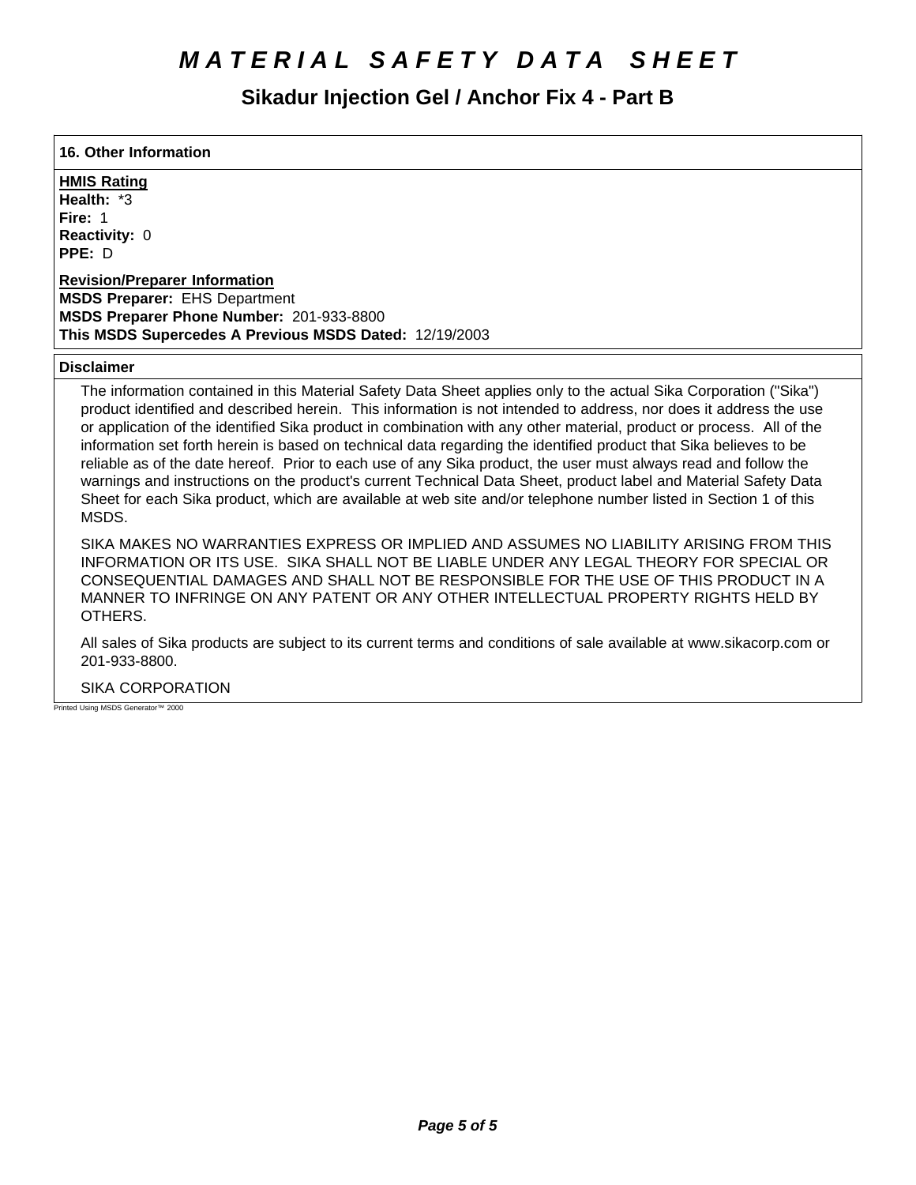# MATERIAL SAFETY DATA SHEET

## Sikadur Injection Gel / Anchor Fix 4 - Part B

### 16. Other Information

**HMIS Rating**
**Health:** *3
**Fire:** 1
**Reactivity:** 0
**PPE:** D

**Revision/Preparer Information**
**MSDS Preparer:** EHS Department
**MSDS Preparer Phone Number:** 201-933-8800
**This MSDS Supercedes A Previous MSDS Dated:** 12/19/2003

### Disclaimer

The information contained in this Material Safety Data Sheet applies only to the actual Sika Corporation ("Sika") product identified and described herein. This information is not intended to address, nor does it address the use or application of the identified Sika product in combination with any other material, product or process. All of the information set forth herein is based on technical data regarding the identified product that Sika believes to be reliable as of the date hereof. Prior to each use of any Sika product, the user must always read and follow the warnings and instructions on the product's current Technical Data Sheet, product label and Material Safety Data Sheet for each Sika product, which are available at web site and/or telephone number listed in Section 1 of this MSDS.

SIKA MAKES NO WARRANTIES EXPRESS OR IMPLIED AND ASSUMES NO LIABILITY ARISING FROM THIS INFORMATION OR ITS USE. SIKA SHALL NOT BE LIABLE UNDER ANY LEGAL THEORY FOR SPECIAL OR CONSEQUENTIAL DAMAGES AND SHALL NOT BE RESPONSIBLE FOR THE USE OF THIS PRODUCT IN A MANNER TO INFRINGE ON ANY PATENT OR ANY OTHER INTELLECTUAL PROPERTY RIGHTS HELD BY OTHERS.

All sales of Sika products are subject to its current terms and conditions of sale available at www.sikacorp.com or 201-933-8800.

SIKA CORPORATION

Printed Using MSDS Generator™ 2000